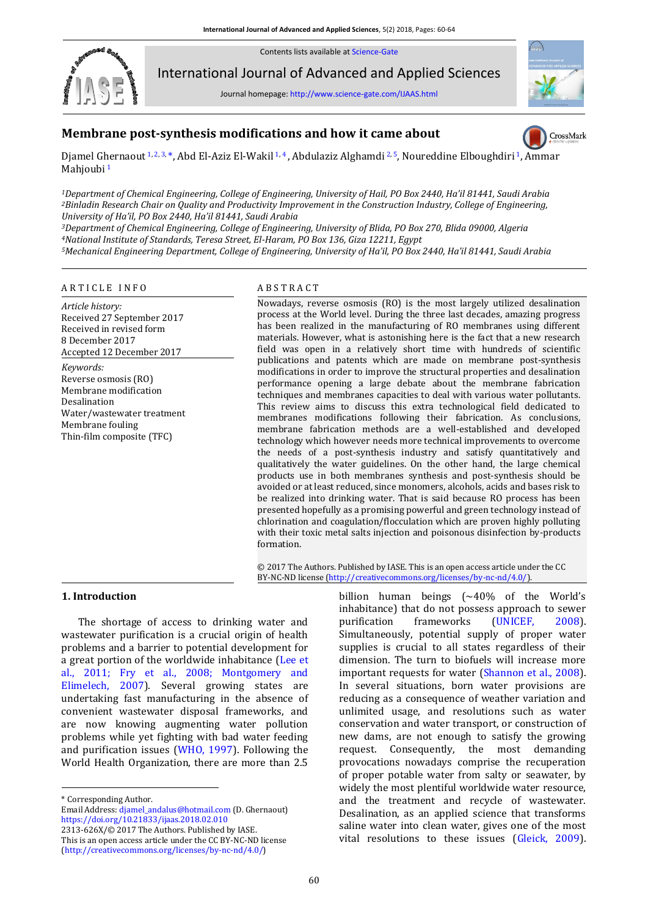# Membrane post-synthesis modifications and how it came about

Djamel Ghernaout [1,2,3,*], Abd El-Aziz El-Wakil [1,4], Abdulaziz Alghamdi [2,5], Noureddine Elboughdiri [1], Ammar Mahjoubi [1]

*[1]Department of Chemical Engineering, College of Engineering, University of Hail, PO Box 2440, Ha'il 81441, Saudi Arabia*
*[2]Binladin Research Chair on Quality and Productivity Improvement in the Construction Industry, College of Engineering, University of Ha'il, PO Box 2440, Ha'il 81441, Saudi Arabia*
*[3]Department of Chemical Engineering, College of Engineering, University of Blida, PO Box 270, Blida 09000, Algeria*
*[4]National Institute of Standards, Teresa Street, El-Haram, PO Box 136, Giza 12211, Egypt*
*[5]Mechanical Engineering Department, College of Engineering, University of Ha'il, PO Box 2440, Ha'il 81441, Saudi Arabia*

## ARTICLE INFO

*Article history:*
Received 27 September 2017
Received in revised form
8 December 2017
Accepted 12 December 2017

*Keywords:*
Reverse osmosis (RO)
Membrane modification
Desalination
Water/wastewater treatment
Membrane fouling
Thin-film composite (TFC)

## ABSTRACT

Nowadays, reverse osmosis (RO) is the most largely utilized desalination process at the World level. During the three last decades, amazing progress has been realized in the manufacturing of RO membranes using different materials. However, what is astonishing here is the fact that a new research field was open in a relatively short time with hundreds of scientific publications and patents which are made on membrane post-synthesis modifications in order to improve the structural properties and desalination performance opening a large debate about the membrane fabrication techniques and membranes capacities to deal with various water pollutants. This review aims to discuss this extra technological field dedicated to membranes modifications following their fabrication. As conclusions, membrane fabrication methods are a well-established and developed technology which however needs more technical improvements to overcome the needs of a post-synthesis industry and satisfy quantitatively and qualitatively the water guidelines. On the other hand, the large chemical products use in both membranes synthesis and post-synthesis should be avoided or at least reduced, since monomers, alcohols, acids and bases risk to be realized into drinking water. That is said because RO process has been presented hopefully as a promising powerful and green technology instead of chlorination and coagulation/flocculation which are proven highly polluting with their toxic metal salts injection and poisonous disinfection by-products formation.

© 2017 The Authors. Published by IASE. This is an open access article under the CC BY-NC-ND license (http://creativecommons.org/licenses/by-nc-nd/4.0/).

## 1. Introduction

The shortage of access to drinking water and wastewater purification is a crucial origin of health problems and a barrier to potential development for a great portion of the worldwide inhabitance (Lee et al., 2011; Fry et al., 2008; Montgomery and Elimelech, 2007). Several growing states are undertaking fast manufacturing in the absence of convenient wastewater disposal frameworks, and are now knowing augmenting water pollution problems while yet fighting with bad water feeding and purification issues (WHO, 1997). Following the World Health Organization, there are more than 2.5 billion human beings (~40% of the World's inhabitance) that do not possess approach to sewer purification frameworks (UNICEF, 2008). Simultaneously, potential supply of proper water supplies is crucial to all states regardless of their dimension. The turn to biofuels will increase more important requests for water (Shannon et al., 2008). In several situations, born water provisions are reducing as a consequence of weather variation and unlimited usage, and resolutions such as water conservation and water transport, or construction of new dams, are not enough to satisfy the growing request. Consequently, the most demanding provocations nowadays comprise the recuperation of proper potable water from salty or seawater, by widely the most plentiful worldwide water resource, and the treatment and recycle of wastewater. Desalination, as an applied science that transforms saline water into clean water, gives one of the most vital resolutions to these issues (Gleick, 2009).

---

\* Corresponding Author.
Email Address: djamel_andalus@hotmail.com (D. Ghernaout)
https://doi.org/10.21833/ijaas.2018.02.010
2313-626X/© 2017 The Authors. Published by IASE.
This is an open access article under the CC BY-NC-ND license (http://creativecommons.org/licenses/by-nc-nd/4.0/)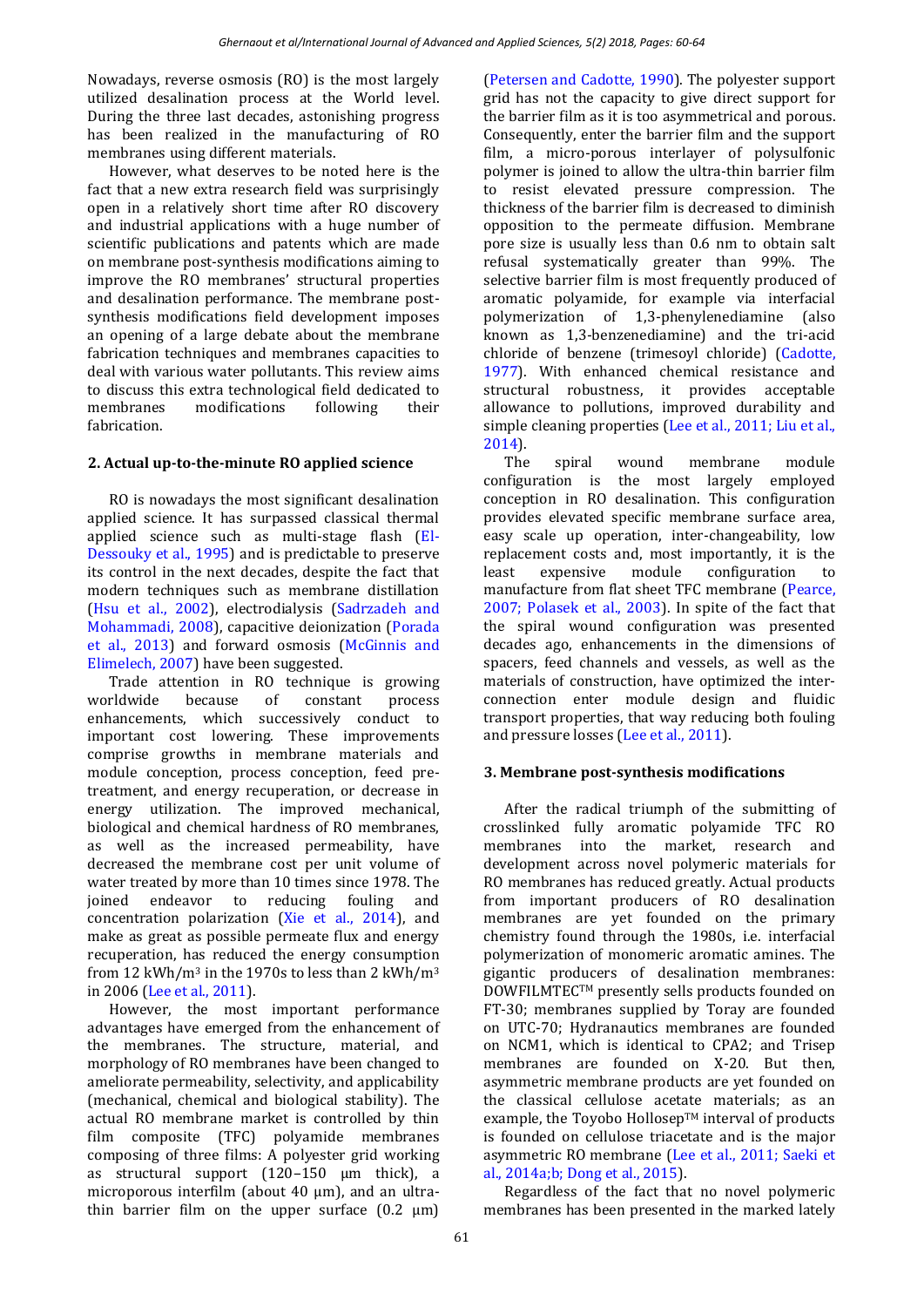Nowadays, reverse osmosis (RO) is the most largely utilized desalination process at the World level. During the three last decades, astonishing progress has been realized in the manufacturing of RO membranes using different materials.

However, what deserves to be noted here is the fact that a new extra research field was surprisingly open in a relatively short time after RO discovery and industrial applications with a huge number of scientific publications and patents which are made on membrane post-synthesis modifications aiming to improve the RO membranes' structural properties and desalination performance. The membrane post-synthesis modifications field development imposes an opening of a large debate about the membrane fabrication techniques and membranes capacities to deal with various water pollutants. This review aims to discuss this extra technological field dedicated to membranes modifications following their fabrication.

## 2. Actual up-to-the-minute RO applied science

RO is nowadays the most significant desalination applied science. It has surpassed classical thermal applied science such as multi-stage flash (El-Dessouky et al., 1995) and is predictable to preserve its control in the next decades, despite the fact that modern techniques such as membrane distillation (Hsu et al., 2002), electrodialysis (Sadrzadeh and Mohammadi, 2008), capacitive deionization (Porada et al., 2013) and forward osmosis (McGinnis and Elimelech, 2007) have been suggested.

Trade attention in RO technique is growing worldwide because of constant process enhancements, which successively conduct to important cost lowering. These improvements comprise growths in membrane materials and module conception, process conception, feed pre-treatment, and energy recuperation, or decrease in energy utilization. The improved mechanical, biological and chemical hardness of RO membranes, as well as the increased permeability, have decreased the membrane cost per unit volume of water treated by more than 10 times since 1978. The joined endeavor to reducing fouling and concentration polarization (Xie et al., 2014), and make as great as possible permeate flux and energy recuperation, has reduced the energy consumption from 12 kWh/m$^3$ in the 1970s to less than 2 kWh/m$^3$ in 2006 (Lee et al., 2011).

However, the most important performance advantages have emerged from the enhancement of the membranes. The structure, material, and morphology of RO membranes have been changed to ameliorate permeability, selectivity, and applicability (mechanical, chemical and biological stability). The actual RO membrane market is controlled by thin film composite (TFC) polyamide membranes composing of three films: A polyester grid working as structural support (120–150 µm thick), a microporous interfilm (about 40 µm), and an ultra-thin barrier film on the upper surface (0.2 µm) (Petersen and Cadotte, 1990). The polyester support grid has not the capacity to give direct support for the barrier film as it is too asymmetrical and porous. Consequently, enter the barrier film and the support film, a micro-porous interlayer of polysulfonic polymer is joined to allow the ultra-thin barrier film to resist elevated pressure compression. The thickness of the barrier film is decreased to diminish opposition to the permeate diffusion. Membrane pore size is usually less than 0.6 nm to obtain salt refusal systematically greater than 99%. The selective barrier film is most frequently produced of aromatic polyamide, for example via interfacial polymerization of 1,3-phenylenediamine (also known as 1,3-benzenediamine) and the tri-acid chloride of benzene (trimesoyl chloride) (Cadotte, 1977). With enhanced chemical resistance and structural robustness, it provides acceptable allowance to pollutions, improved durability and simple cleaning properties (Lee et al., 2011; Liu et al., 2014).

The spiral wound membrane module configuration is the most largely employed conception in RO desalination. This configuration provides elevated specific membrane surface area, easy scale up operation, inter-changeability, low replacement costs and, most importantly, it is the least expensive module configuration to manufacture from flat sheet TFC membrane (Pearce, 2007; Polasek et al., 2003). In spite of the fact that the spiral wound configuration was presented decades ago, enhancements in the dimensions of spacers, feed channels and vessels, as well as the materials of construction, have optimized the inter-connection enter module design and fluidic transport properties, that way reducing both fouling and pressure losses (Lee et al., 2011).

## 3. Membrane post-synthesis modifications

After the radical triumph of the submitting of crosslinked fully aromatic polyamide TFC RO membranes into the market, research and development across novel polymeric materials for RO membranes has reduced greatly. Actual products from important producers of RO desalination membranes are yet founded on the primary chemistry found through the 1980s, i.e. interfacial polymerization of monomeric aromatic amines. The gigantic producers of desalination membranes: DOWFILMTEC™ presently sells products founded on FT-30; membranes supplied by Toray are founded on UTC-70; Hydranautics membranes are founded on NCM1, which is identical to CPA2; and Trisep membranes are founded on X-20. But then, asymmetric membrane products are yet founded on the classical cellulose acetate materials; as an example, the Toyobo Hollosep™ interval of products is founded on cellulose triacetate and is the major asymmetric RO membrane (Lee et al., 2011; Saeki et al., 2014a;b; Dong et al., 2015).

Regardless of the fact that no novel polymeric membranes has been presented in the marked lately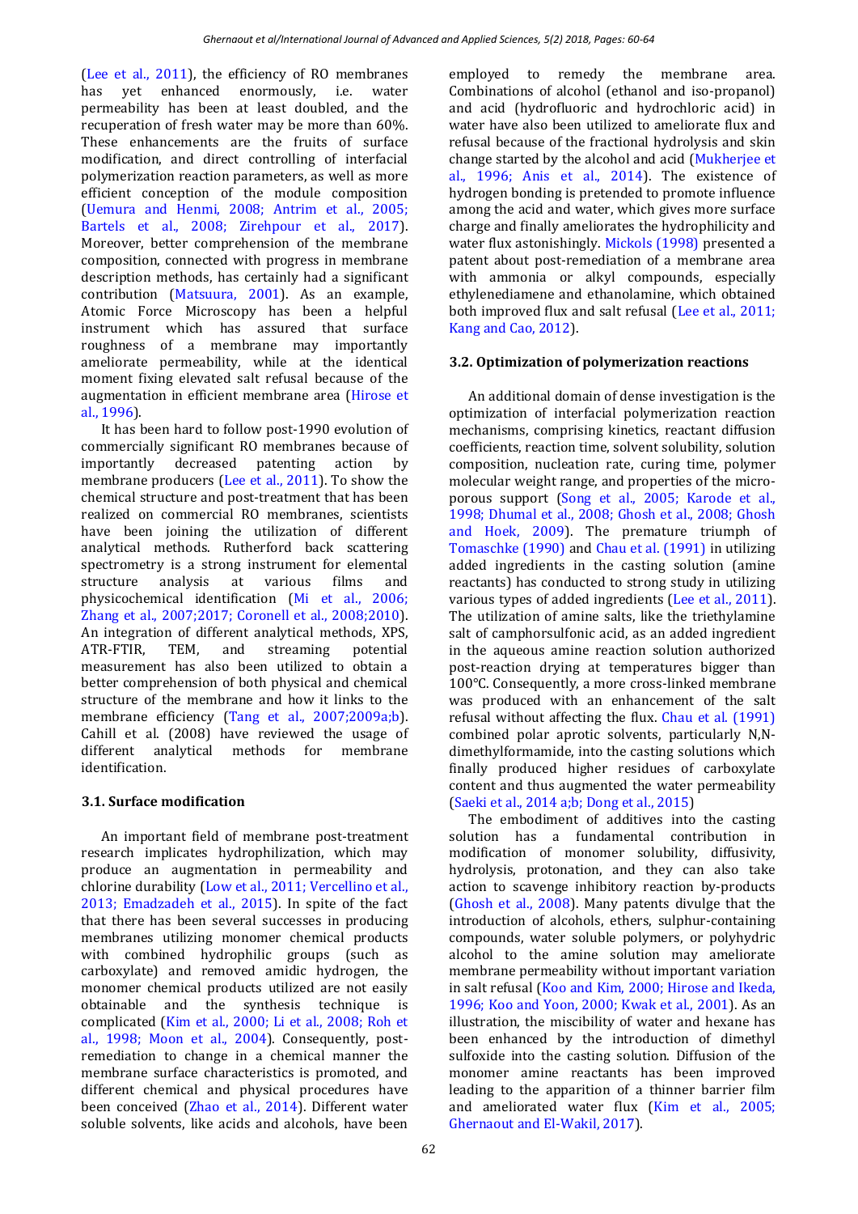(Lee et al., 2011), the efficiency of RO membranes has yet enhanced enormously, i.e. water permeability has been at least doubled, and the recuperation of fresh water may be more than 60%. These enhancements are the fruits of surface modification, and direct controlling of interfacial polymerization reaction parameters, as well as more efficient conception of the module composition (Uemura and Henmi, 2008; Antrim et al., 2005; Bartels et al., 2008; Zirehpour et al., 2017). Moreover, better comprehension of the membrane composition, connected with progress in membrane description methods, has certainly had a significant contribution (Matsuura, 2001). As an example, Atomic Force Microscopy has been a helpful instrument which has assured that surface roughness of a membrane may importantly ameliorate permeability, while at the identical moment fixing elevated salt refusal because of the augmentation in efficient membrane area (Hirose et al., 1996).

It has been hard to follow post-1990 evolution of commercially significant RO membranes because of importantly decreased patenting action by membrane producers (Lee et al., 2011). To show the chemical structure and post-treatment that has been realized on commercial RO membranes, scientists have been joining the utilization of different analytical methods. Rutherford back scattering spectrometry is a strong instrument for elemental structure analysis at various films and physicochemical identification (Mi et al., 2006; Zhang et al., 2007;2017; Coronell et al., 2008;2010). An integration of different analytical methods, XPS, ATR-FTIR, TEM, and streaming potential measurement has also been utilized to obtain a better comprehension of both physical and chemical structure of the membrane and how it links to the membrane efficiency (Tang et al., 2007;2009a;b). Cahill et al. (2008) have reviewed the usage of different analytical methods for membrane identification.

### 3.1. Surface modification

An important field of membrane post-treatment research implicates hydrophilization, which may produce an augmentation in permeability and chlorine durability (Low et al., 2011; Vercellino et al., 2013; Emadzadeh et al., 2015). In spite of the fact that there has been several successes in producing membranes utilizing monomer chemical products with combined hydrophilic groups (such as carboxylate) and removed amidic hydrogen, the monomer chemical products utilized are not easily obtainable and the synthesis technique is complicated (Kim et al., 2000; Li et al., 2008; Roh et al., 1998; Moon et al., 2004). Consequently, post-remediation to change in a chemical manner the membrane surface characteristics is promoted, and different chemical and physical procedures have been conceived (Zhao et al., 2014). Different water soluble solvents, like acids and alcohols, have been employed to remedy the membrane area. Combinations of alcohol (ethanol and iso-propanol) and acid (hydrofluoric and hydrochloric acid) in water have also been utilized to ameliorate flux and refusal because of the fractional hydrolysis and skin change started by the alcohol and acid (Mukherjee et al., 1996; Anis et al., 2014). The existence of hydrogen bonding is pretended to promote influence among the acid and water, which gives more surface charge and finally ameliorates the hydrophilicity and water flux astonishingly. Mickols (1998) presented a patent about post-remediation of a membrane area with ammonia or alkyl compounds, especially ethylenediamene and ethanolamine, which obtained both improved flux and salt refusal (Lee et al., 2011; Kang and Cao, 2012).

### 3.2. Optimization of polymerization reactions

An additional domain of dense investigation is the optimization of interfacial polymerization reaction mechanisms, comprising kinetics, reactant diffusion coefficients, reaction time, solvent solubility, solution composition, nucleation rate, curing time, polymer molecular weight range, and properties of the micro-porous support (Song et al., 2005; Karode et al., 1998; Dhumal et al., 2008; Ghosh et al., 2008; Ghosh and Hoek, 2009). The premature triumph of Tomaschke (1990) and Chau et al. (1991) in utilizing added ingredients in the casting solution (amine reactants) has conducted to strong study in utilizing various types of added ingredients (Lee et al., 2011). The utilization of amine salts, like the triethylamine salt of camphorsulfonic acid, as an added ingredient in the aqueous amine reaction solution authorized post-reaction drying at temperatures bigger than 100°C. Consequently, a more cross-linked membrane was produced with an enhancement of the salt refusal without affecting the flux. Chau et al. (1991) combined polar aprotic solvents, particularly N,N-dimethylformamide, into the casting solutions which finally produced higher residues of carboxylate content and thus augmented the water permeability (Saeki et al., 2014 a;b; Dong et al., 2015)

The embodiment of additives into the casting solution has a fundamental contribution in modification of monomer solubility, diffusivity, hydrolysis, protonation, and they can also take action to scavenge inhibitory reaction by-products (Ghosh et al., 2008). Many patents divulge that the introduction of alcohols, ethers, sulphur-containing compounds, water soluble polymers, or polyhydric alcohol to the amine solution may ameliorate membrane permeability without important variation in salt refusal (Koo and Kim, 2000; Hirose and Ikeda, 1996; Koo and Yoon, 2000; Kwak et al., 2001). As an illustration, the miscibility of water and hexane has been enhanced by the introduction of dimethyl sulfoxide into the casting solution. Diffusion of the monomer amine reactants has been improved leading to the apparition of a thinner barrier film and ameliorated water flux (Kim et al., 2005; Ghernaout and El-Wakil, 2017).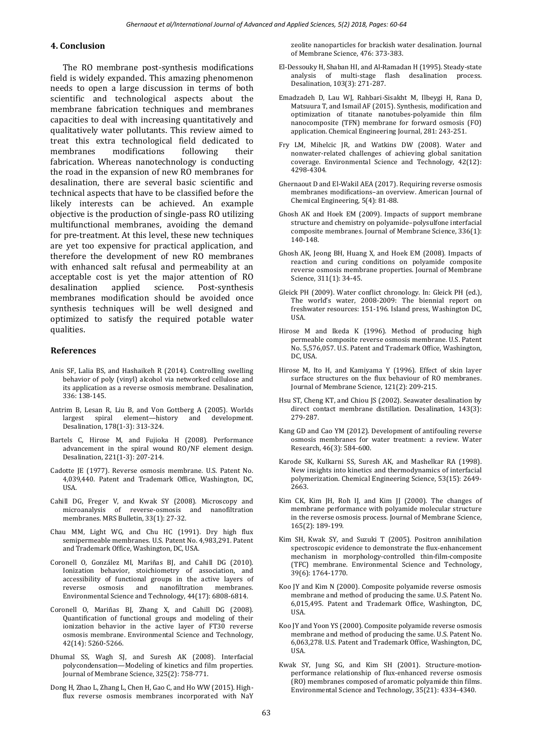## 4. Conclusion

The RO membrane post-synthesis modifications field is widely expanded. This amazing phenomenon needs to open a large discussion in terms of both scientific and technological aspects about the membrane fabrication techniques and membranes capacities to deal with increasing quantitatively and qualitatively water pollutants. This review aimed to treat this extra technological field dedicated to membranes modifications following their fabrication. Whereas nanotechnology is conducting the road in the expansion of new RO membranes for desalination, there are several basic scientific and technical aspects that have to be classified before the likely interests can be achieved. An example objective is the production of single-pass RO utilizing multifunctional membranes, avoiding the demand for pre-treatment. At this level, these new techniques are yet too expensive for practical application, and therefore the development of new RO membranes with enhanced salt refusal and permeability at an acceptable cost is yet the major attention of RO desalination applied science. Post-synthesis membranes modification should be avoided once synthesis techniques will be well designed and optimized to satisfy the required potable water qualities.

## References

Anis SF, Lalia BS, and Hashaikeh R (2014). Controlling swelling behavior of poly (vinyl) alcohol via networked cellulose and its application as a reverse osmosis membrane. Desalination, 336: 138-145.

Antrim B, Lesan R, Liu B, and Von Gottberg A (2005). Worlds largest spiral element—history and development. Desalination, 178(1-3): 313-324.

Bartels C, Hirose M, and Fujioka H (2008). Performance advancement in the spiral wound RO/NF element design. Desalination, 221(1-3): 207-214.

Cadotte JE (1977). Reverse osmosis membrane. U.S. Patent No. 4,039,440. Patent and Trademark Office, Washington, DC, USA.

Cahill DG, Freger V, and Kwak SY (2008). Microscopy and microanalysis of reverse-osmosis and nanofiltration membranes. MRS Bulletin, 33(1): 27-32.

Chau MM, Light WG, and Chu HC (1991). Dry high flux semipermeable membranes. U.S. Patent No. 4,983,291. Patent and Trademark Office, Washington, DC, USA.

Coronell O, González MI, Mariñas BJ, and Cahill DG (2010). Ionization behavior, stoichiometry of association, and accessibility of functional groups in the active layers of reverse osmosis and nanofiltration membranes. Environmental Science and Technology, 44(17): 6808-6814.

Coronell O, Mariñas BJ, Zhang X, and Cahill DG (2008). Quantification of functional groups and modeling of their ionization behavior in the active layer of FT30 reverse osmosis membrane. Environmental Science and Technology, 42(14): 5260-5266.

Dhumal SS, Wagh SJ, and Suresh AK (2008). Interfacial polycondensation—Modeling of kinetics and film properties. Journal of Membrane Science, 325(2): 758-771.

Dong H, Zhao L, Zhang L, Chen H, Gao C, and Ho WW (2015). High-flux reverse osmosis membranes incorporated with NaY zeolite nanoparticles for brackish water desalination. Journal of Membrane Science, 476: 373-383.

El-Dessouky H, Shaban HI, and Al-Ramadan H (1995). Steady-state analysis of multi-stage flash desalination process. Desalination, 103(3): 271-287.

Emadzadeh D, Lau WJ, Rahbari-Sisakht M, Ilbeygi H, Rana D, Matsuura T, and Ismail AF (2015). Synthesis, modification and optimization of titanate nanotubes-polyamide thin film nanocomposite (TFN) membrane for forward osmosis (FO) application. Chemical Engineering Journal, 281: 243-251.

Fry LM, Mihelcic JR, and Watkins DW (2008). Water and nonwater-related challenges of achieving global sanitation coverage. Environmental Science and Technology, 42(12): 4298-4304.

Ghernaout D and El-Wakil AEA (2017). Requiring reverse osmosis membranes modifications–an overview. American Journal of Chemical Engineering, 5(4): 81-88.

Ghosh AK and Hoek EM (2009). Impacts of support membrane structure and chemistry on polyamide–polysulfone interfacial composite membranes. Journal of Membrane Science, 336(1): 140-148.

Ghosh AK, Jeong BH, Huang X, and Hoek EM (2008). Impacts of reaction and curing conditions on polyamide composite reverse osmosis membrane properties. Journal of Membrane Science, 311(1): 34-45.

Gleick PH (2009). Water conflict chronology. In: Gleick PH (ed.), The world's water, 2008-2009: The biennial report on freshwater resources: 151-196. Island press, Washington DC, USA.

Hirose M and Ikeda K (1996). Method of producing high permeable composite reverse osmosis membrane. U.S. Patent No. 5,576,057. U.S. Patent and Trademark Office, Washington, DC, USA.

Hirose M, Ito H, and Kamiyama Y (1996). Effect of skin layer surface structures on the flux behaviour of RO membranes. Journal of Membrane Science, 121(2): 209-215.

Hsu ST, Cheng KT, and Chiou JS (2002). Seawater desalination by direct contact membrane distillation. Desalination, 143(3): 279-287.

Kang GD and Cao YM (2012). Development of antifouling reverse osmosis membranes for water treatment: a review. Water Research, 46(3): 584-600.

Karode SK, Kulkarni SS, Suresh AK, and Mashelkar RA (1998). New insights into kinetics and thermodynamics of interfacial polymerization. Chemical Engineering Science, 53(15): 2649-2663.

Kim CK, Kim JH, Roh IJ, and Kim JJ (2000). The changes of membrane performance with polyamide molecular structure in the reverse osmosis process. Journal of Membrane Science, 165(2): 189-199.

Kim SH, Kwak SY, and Suzuki T (2005). Positron annihilation spectroscopic evidence to demonstrate the flux-enhancement mechanism in morphology-controlled thin-film-composite (TFC) membrane. Environmental Science and Technology, 39(6): 1764-1770.

Koo JY and Kim N (2000). Composite polyamide reverse osmosis membrane and method of producing the same. U.S. Patent No. 6,015,495. Patent and Trademark Office, Washington, DC, USA.

Koo JY and Yoon YS (2000). Composite polyamide reverse osmosis membrane and method of producing the same. U.S. Patent No. 6,063,278. U.S. Patent and Trademark Office, Washington, DC, USA.

Kwak SY, Jung SG, and Kim SH (2001). Structure-motion-performance relationship of flux-enhanced reverse osmosis (RO) membranes composed of aromatic polyamide thin films. Environmental Science and Technology, 35(21): 4334-4340.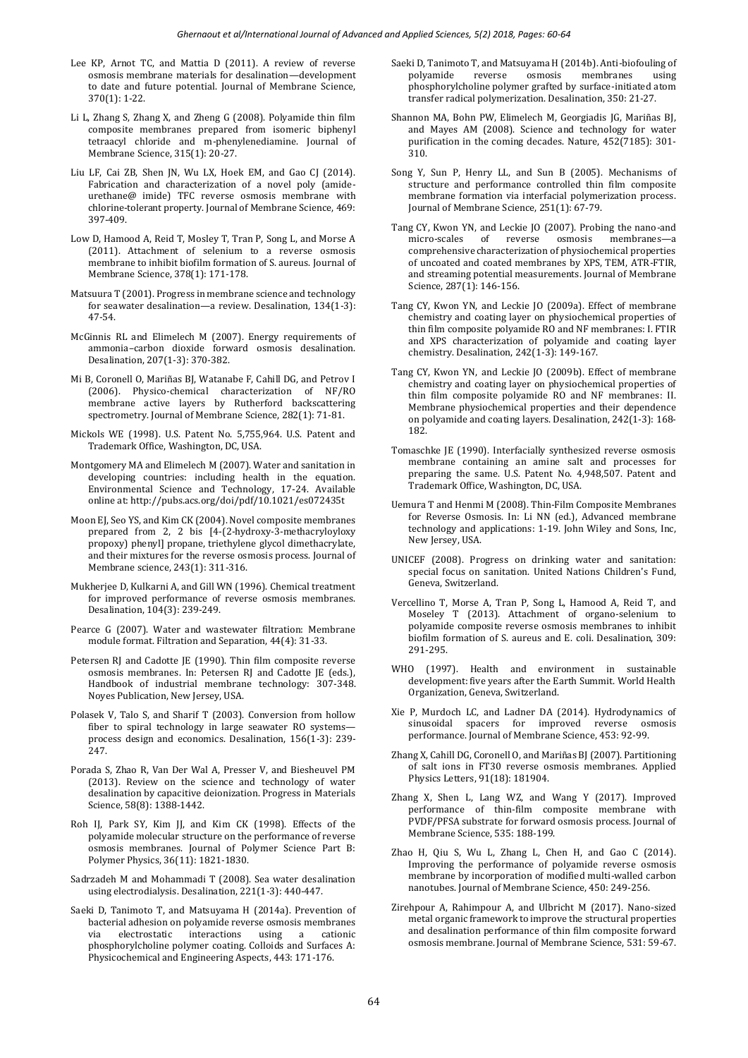Lee KP, Arnot TC, and Mattia D (2011). A review of reverse osmosis membrane materials for desalination—development to date and future potential. Journal of Membrane Science, 370(1): 1-22.

Li L, Zhang S, Zhang X, and Zheng G (2008). Polyamide thin film composite membranes prepared from isomeric biphenyl tetraacyl chloride and m-phenylenediamine. Journal of Membrane Science, 315(1): 20-27.

Liu LF, Cai ZB, Shen JN, Wu LX, Hoek EM, and Gao CJ (2014). Fabrication and characterization of a novel poly (amide-urethane@ imide) TFC reverse osmosis membrane with chlorine-tolerant property. Journal of Membrane Science, 469: 397-409.

Low D, Hamood A, Reid T, Mosley T, Tran P, Song L, and Morse A (2011). Attachment of selenium to a reverse osmosis membrane to inhibit biofilm formation of S. aureus. Journal of Membrane Science, 378(1): 171-178.

Matsuura T (2001). Progress in membrane science and technology for seawater desalination—a review. Desalination, 134(1-3): 47-54.

McGinnis RL and Elimelech M (2007). Energy requirements of ammonia–carbon dioxide forward osmosis desalination. Desalination, 207(1-3): 370-382.

Mi B, Coronell O, Mariñas BJ, Watanabe F, Cahill DG, and Petrov I (2006). Physico-chemical characterization of NF/RO membrane active layers by Rutherford backscattering spectrometry. Journal of Membrane Science, 282(1): 71-81.

Mickols WE (1998). U.S. Patent No. 5,755,964. U.S. Patent and Trademark Office, Washington, DC, USA.

Montgomery MA and Elimelech M (2007). Water and sanitation in developing countries: including health in the equation. Environmental Science and Technology, 17-24. Available online at: http://pubs.acs.org/doi/pdf/10.1021/es072435t

Moon EJ, Seo YS, and Kim CK (2004). Novel composite membranes prepared from 2, 2 bis [4-(2-hydroxy-3-methacryloyloxy propoxy) phenyl] propane, triethylene glycol dimethacrylate, and their mixtures for the reverse osmosis process. Journal of Membrane science, 243(1): 311-316.

Mukherjee D, Kulkarni A, and Gill WN (1996). Chemical treatment for improved performance of reverse osmosis membranes. Desalination, 104(3): 239-249.

Pearce G (2007). Water and wastewater filtration: Membrane module format. Filtration and Separation, 44(4): 31-33.

Petersen RJ and Cadotte JE (1990). Thin film composite reverse osmosis membranes. In: Petersen RJ and Cadotte JE (eds.), Handbook of industrial membrane technology: 307-348. Noyes Publication, New Jersey, USA.

Polasek V, Talo S, and Sharif T (2003). Conversion from hollow fiber to spiral technology in large seawater RO systems—process design and economics. Desalination, 156(1-3): 239-247.

Porada S, Zhao R, Van Der Wal A, Presser V, and Biesheuvel PM (2013). Review on the science and technology of water desalination by capacitive deionization. Progress in Materials Science, 58(8): 1388-1442.

Roh IJ, Park SY, Kim JJ, and Kim CK (1998). Effects of the polyamide molecular structure on the performance of reverse osmosis membranes. Journal of Polymer Science Part B: Polymer Physics, 36(11): 1821-1830.

Sadrzadeh M and Mohammadi T (2008). Sea water desalination using electrodialysis. Desalination, 221(1-3): 440-447.

Saeki D, Tanimoto T, and Matsuyama H (2014a). Prevention of bacterial adhesion on polyamide reverse osmosis membranes via electrostatic interactions using a cationic phosphorylcholine polymer coating. Colloids and Surfaces A: Physicochemical and Engineering Aspects, 443: 171-176.

Saeki D, Tanimoto T, and Matsuyama H (2014b). Anti-biofouling of polyamide reverse osmosis membranes using phosphorylcholine polymer grafted by surface-initiated atom transfer radical polymerization. Desalination, 350: 21-27.

Shannon MA, Bohn PW, Elimelech M, Georgiadis JG, Mariñas BJ, and Mayes AM (2008). Science and technology for water purification in the coming decades. Nature, 452(7185): 301-310.

Song Y, Sun P, Henry LL, and Sun B (2005). Mechanisms of structure and performance controlled thin film composite membrane formation via interfacial polymerization process. Journal of Membrane Science, 251(1): 67-79.

Tang CY, Kwon YN, and Leckie JO (2007). Probing the nano-and micro-scales of reverse osmosis membranes—a comprehensive characterization of physiochemical properties of uncoated and coated membranes by XPS, TEM, ATR-FTIR, and streaming potential measurements. Journal of Membrane Science, 287(1): 146-156.

Tang CY, Kwon YN, and Leckie JO (2009a). Effect of membrane chemistry and coating layer on physiochemical properties of thin film composite polyamide RO and NF membranes: I. FTIR and XPS characterization of polyamide and coating layer chemistry. Desalination, 242(1-3): 149-167.

Tang CY, Kwon YN, and Leckie JO (2009b). Effect of membrane chemistry and coating layer on physiochemical properties of thin film composite polyamide RO and NF membranes: II. Membrane physiochemical properties and their dependence on polyamide and coating layers. Desalination, 242(1-3): 168-182.

Tomaschke JE (1990). Interfacially synthesized reverse osmosis membrane containing an amine salt and processes for preparing the same. U.S. Patent No. 4,948,507. Patent and Trademark Office, Washington, DC, USA.

Uemura T and Henmi M (2008). Thin-Film Composite Membranes for Reverse Osmosis. In: Li NN (ed.), Advanced membrane technology and applications: 1-19. John Wiley and Sons, Inc, New Jersey, USA.

UNICEF (2008). Progress on drinking water and sanitation: special focus on sanitation. United Nations Children's Fund, Geneva, Switzerland.

Vercellino T, Morse A, Tran P, Song L, Hamood A, Reid T, and Moseley T (2013). Attachment of organo-selenium to polyamide composite reverse osmosis membranes to inhibit biofilm formation of S. aureus and E. coli. Desalination, 309: 291-295.

WHO (1997). Health and environment in sustainable development: five years after the Earth Summit. World Health Organization, Geneva, Switzerland.

Xie P, Murdoch LC, and Ladner DA (2014). Hydrodynamics of sinusoidal spacers for improved reverse osmosis performance. Journal of Membrane Science, 453: 92-99.

Zhang X, Cahill DG, Coronell O, and Mariñas BJ (2007). Partitioning of salt ions in FT30 reverse osmosis membranes. Applied Physics Letters, 91(18): 181904.

Zhang X, Shen L, Lang WZ, and Wang Y (2017). Improved performance of thin-film composite membrane with PVDF/PFSA substrate for forward osmosis process. Journal of Membrane Science, 535: 188-199.

Zhao H, Qiu S, Wu L, Zhang L, Chen H, and Gao C (2014). Improving the performance of polyamide reverse osmosis membrane by incorporation of modified multi-walled carbon nanotubes. Journal of Membrane Science, 450: 249-256.

Zirehpour A, Rahimpour A, and Ulbricht M (2017). Nano-sized metal organic framework to improve the structural properties and desalination performance of thin film composite forward osmosis membrane. Journal of Membrane Science, 531: 59-67.